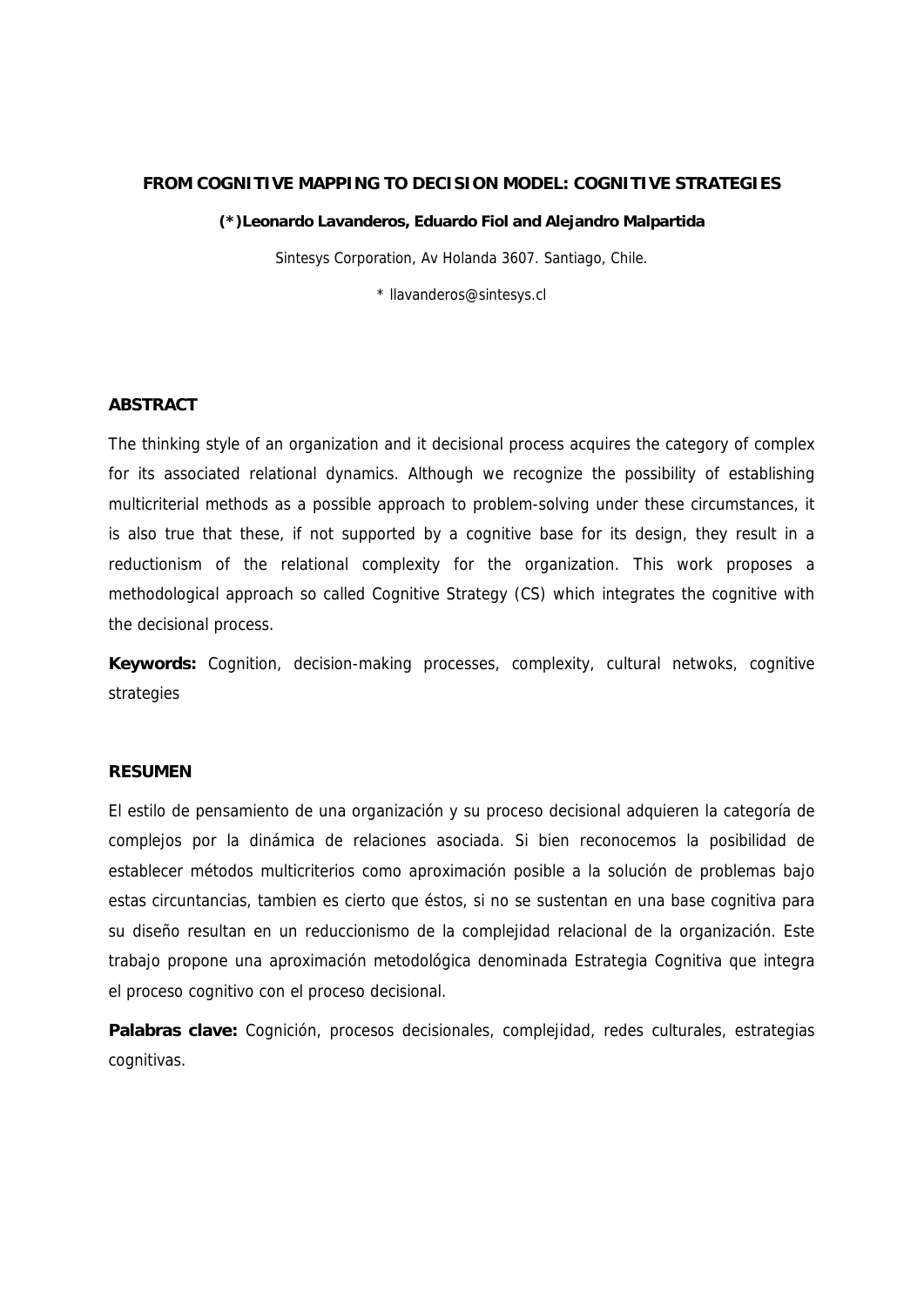# FROM COGNITIVE MAPPING TO DECISION MODEL: COGNITIVE STRATEGIES

**(*)Leonardo Lavanderos, Eduardo Fiol and Alejandro Malpartida**

Sintesys Corporation, Av Holanda 3607. Santiago, Chile.

* llavanderos@sintesys.cl

## ABSTRACT

The thinking style of an organization and it decisional process acquires the category of complex for its associated relational dynamics. Although we recognize the possibility of establishing multicriterial methods as a possible approach to problem-solving under these circumstances, it is also true that these, if not supported by a cognitive base for its design, they result in a reductionism of the relational complexity for the organization. This work proposes a methodological approach so called Cognitive Strategy (CS) which integrates the cognitive with the decisional process.

**Keywords:** Cognition, decision-making processes, complexity, cultural netwoks, cognitive strategies

## RESUMEN

El estilo de pensamiento de una organización y su proceso decisional adquieren la categoría de complejos por la dinámica de relaciones asociada. Si bien reconocemos la posibilidad de establecer métodos multicriterios como aproximación posible a la solución de problemas bajo estas circuntancias, tambien es cierto que éstos, si no se sustentan en una base cognitiva para su diseño resultan en un reduccionismo de la complejidad relacional de la organización. Este trabajo propone una aproximación metodológica denominada Estrategia Cognitiva que integra el proceso cognitivo con el proceso decisional.

**Palabras clave:** Cognición, procesos decisionales, complejidad, redes culturales, estrategias cognitivas.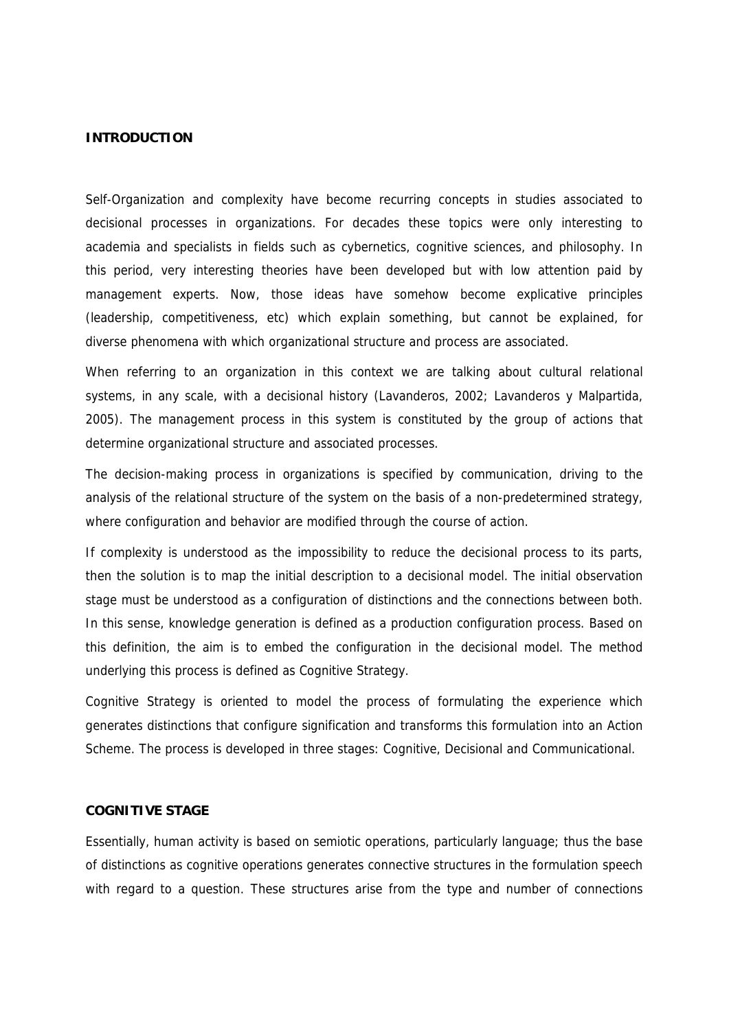## INTRODUCTION

Self-Organization and complexity have become recurring concepts in studies associated to decisional processes in organizations. For decades these topics were only interesting to academia and specialists in fields such as cybernetics, cognitive sciences, and philosophy. In this period, very interesting theories have been developed but with low attention paid by management experts. Now, those ideas have somehow become explicative principles (leadership, competitiveness, etc) which explain something, but cannot be explained, for diverse phenomena with which organizational structure and process are associated.

When referring to an organization in this context we are talking about cultural relational systems, in any scale, with a decisional history (Lavanderos, 2002; Lavanderos y Malpartida, 2005). The management process in this system is constituted by the group of actions that determine organizational structure and associated processes.

The decision-making process in organizations is specified by communication, driving to the analysis of the relational structure of the system on the basis of a non-predetermined strategy, where configuration and behavior are modified through the course of action.

If complexity is understood as the impossibility to reduce the decisional process to its parts, then the solution is to map the initial description to a decisional model. The initial observation stage must be understood as a configuration of distinctions and the connections between both. In this sense, knowledge generation is defined as a production configuration process. Based on this definition, the aim is to embed the configuration in the decisional model. The method underlying this process is defined as Cognitive Strategy.

Cognitive Strategy is oriented to model the process of formulating the experience which generates distinctions that configure signification and transforms this formulation into an Action Scheme. The process is developed in three stages: Cognitive, Decisional and Communicational.

## COGNITIVE STAGE

Essentially, human activity is based on semiotic operations, particularly language; thus the base of distinctions as cognitive operations generates connective structures in the formulation speech with regard to a question. These structures arise from the type and number of connections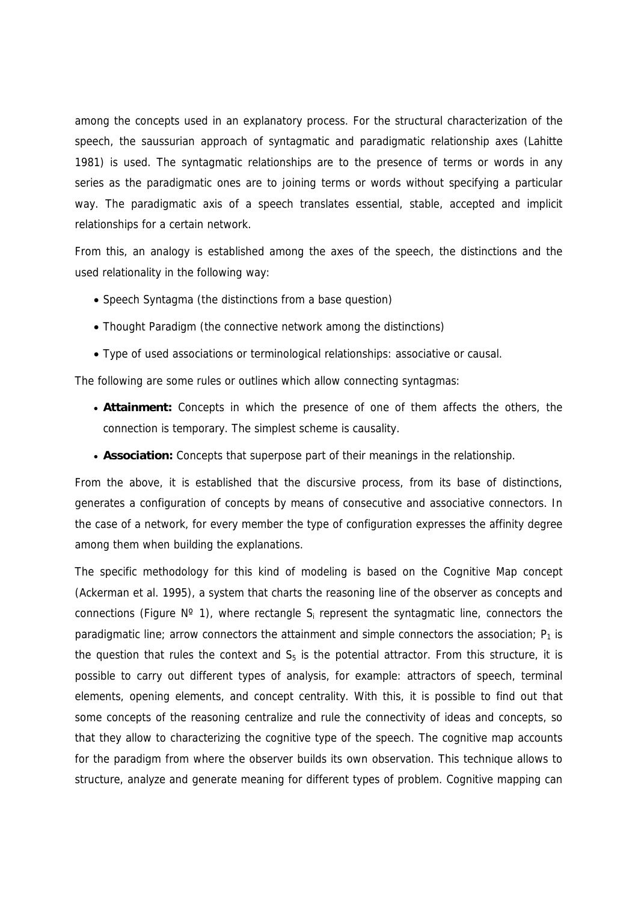among the concepts used in an explanatory process. For the structural characterization of the speech, the saussurian approach of syntagmatic and paradigmatic relationship axes (Lahitte 1981) is used. The syntagmatic relationships are to the presence of terms or words in any series as the paradigmatic ones are to joining terms or words without specifying a particular way. The paradigmatic axis of a speech translates essential, stable, accepted and implicit relationships for a certain network.

From this, an analogy is established among the axes of the speech, the distinctions and the used relationality in the following way:

- Speech Syntagma (the distinctions from a base question)
- Thought Paradigm (the connective network among the distinctions)
- Type of used associations or terminological relationships: associative or causal.

The following are some rules or outlines which allow connecting syntagmas:

- **Attainment:** Concepts in which the presence of one of them affects the others, the connection is temporary. The simplest scheme is causality.
- **Association:** Concepts that superpose part of their meanings in the relationship.

From the above, it is established that the discursive process, from its base of distinctions, generates a configuration of concepts by means of consecutive and associative connectors. In the case of a network, for every member the type of configuration expresses the affinity degree among them when building the explanations.

The specific methodology for this kind of modeling is based on the Cognitive Map concept (Ackerman et al. 1995), a system that charts the reasoning line of the observer as concepts and connections (Figure Nº 1), where rectangle $S_i$ represent the syntagmatic line, connectors the paradigmatic line; arrow connectors the attainment and simple connectors the association; $P_1$ is the question that rules the context and $S_5$ is the potential attractor. From this structure, it is possible to carry out different types of analysis, for example: attractors of speech, terminal elements, opening elements, and concept centrality. With this, it is possible to find out that some concepts of the reasoning centralize and rule the connectivity of ideas and concepts, so that they allow to characterizing the cognitive type of the speech. The cognitive map accounts for the paradigm from where the observer builds its own observation. This technique allows to structure, analyze and generate meaning for different types of problem. Cognitive mapping can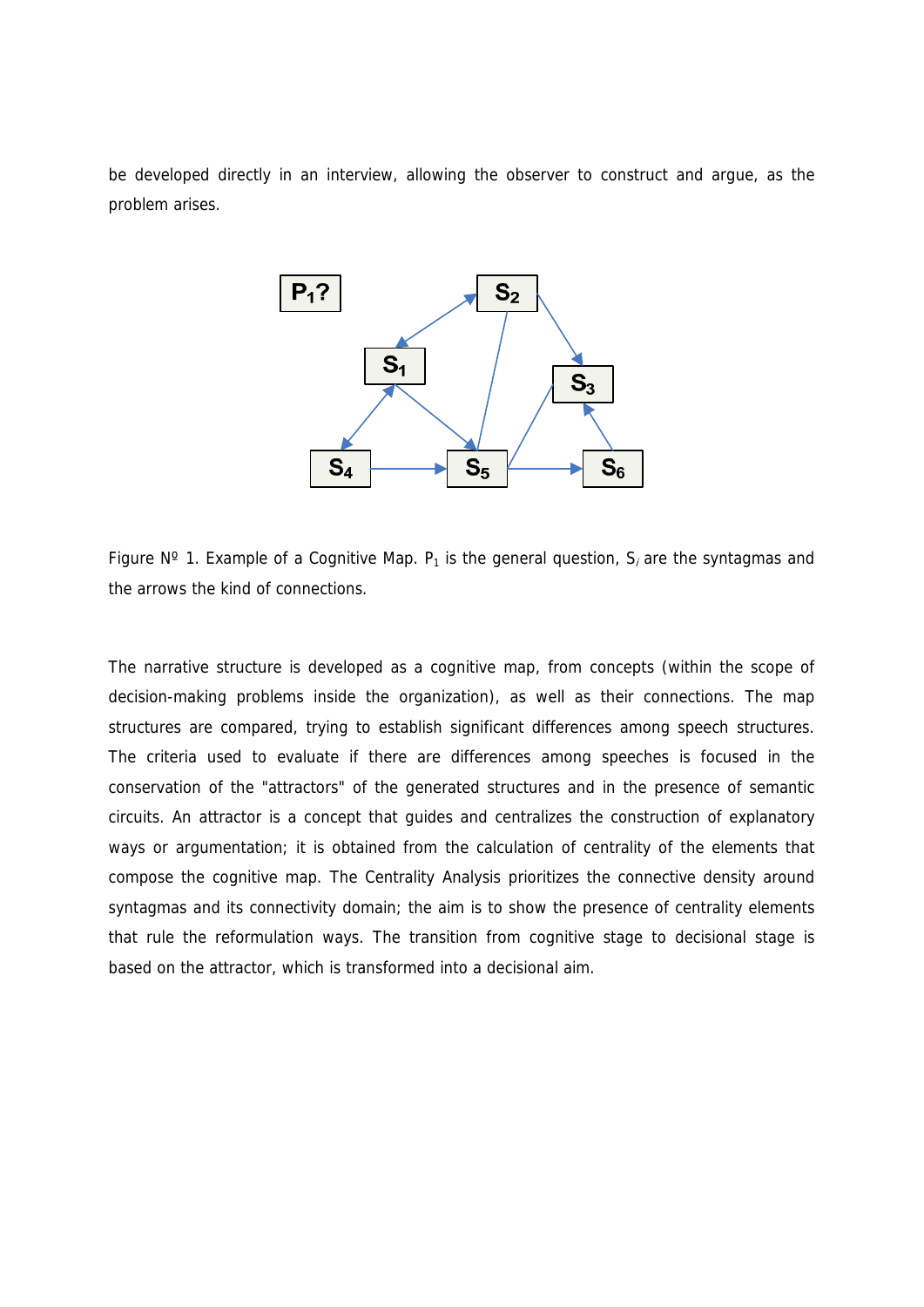be developed directly in an interview, allowing the observer to construct and argue, as the problem arises.

Figure Nº 1. Example of a Cognitive Map. $P_1$ is the general question, $S_i$ are the syntagmas and the arrows the kind of connections.

The narrative structure is developed as a cognitive map, from concepts (within the scope of decision-making problems inside the organization), as well as their connections. The map structures are compared, trying to establish significant differences among speech structures. The criteria used to evaluate if there are differences among speeches is focused in the conservation of the "attractors" of the generated structures and in the presence of semantic circuits. An attractor is a concept that guides and centralizes the construction of explanatory ways or argumentation; it is obtained from the calculation of centrality of the elements that compose the cognitive map. The Centrality Analysis prioritizes the connective density around syntagmas and its connectivity domain; the aim is to show the presence of centrality elements that rule the reformulation ways. The transition from cognitive stage to decisional stage is based on the attractor, which is transformed into a decisional aim.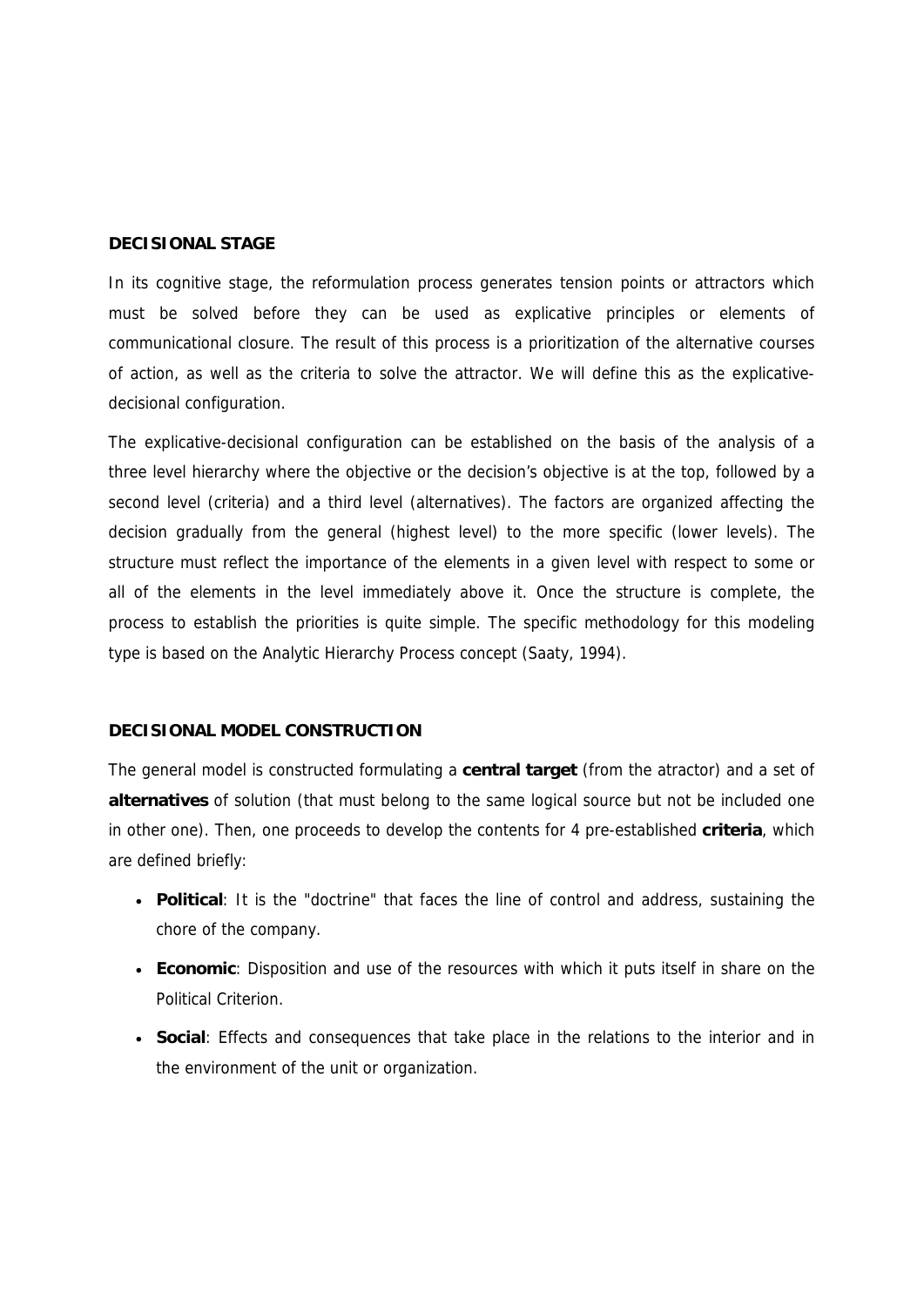**DECISIONAL STAGE**

In its cognitive stage, the reformulation process generates tension points or attractors which must be solved before they can be used as explicative principles or elements of communicational closure. The result of this process is a prioritization of the alternative courses of action, as well as the criteria to solve the attractor. We will define this as the explicative-decisional configuration.

The explicative-decisional configuration can be established on the basis of the analysis of a three level hierarchy where the objective or the decision's objective is at the top, followed by a second level (criteria) and a third level (alternatives). The factors are organized affecting the decision gradually from the general (highest level) to the more specific (lower levels). The structure must reflect the importance of the elements in a given level with respect to some or all of the elements in the level immediately above it. Once the structure is complete, the process to establish the priorities is quite simple. The specific methodology for this modeling type is based on the Analytic Hierarchy Process concept (Saaty, 1994).

**DECISIONAL MODEL CONSTRUCTION**

The general model is constructed formulating a **central target** (from the atractor) and a set of **alternatives** of solution (that must belong to the same logical source but not be included one in other one). Then, one proceeds to develop the contents for 4 pre-established **criteria**, which are defined briefly:

- **Political**: It is the "doctrine" that faces the line of control and address, sustaining the chore of the company.
- **Economic**: Disposition and use of the resources with which it puts itself in share on the Political Criterion.
- **Social**: Effects and consequences that take place in the relations to the interior and in the environment of the unit or organization.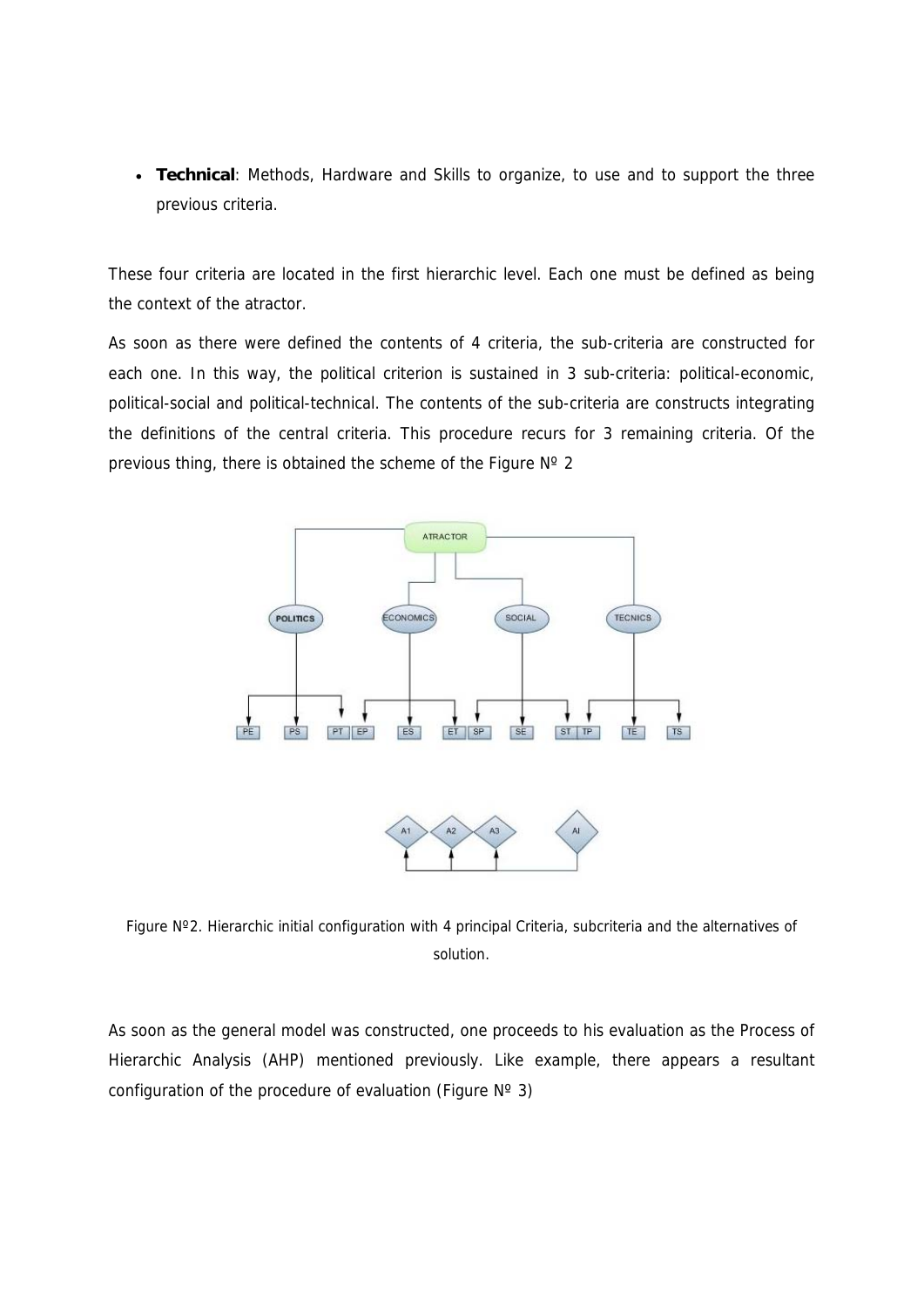- **Technical**: Methods, Hardware and Skills to organize, to use and to support the three previous criteria.

These four criteria are located in the first hierarchic level. Each one must be defined as being the context of the atractor.

As soon as there were defined the contents of 4 criteria, the sub-criteria are constructed for each one. In this way, the political criterion is sustained in 3 sub-criteria: political-economic, political-social and political-technical. The contents of the sub-criteria are constructs integrating the definitions of the central criteria. This procedure recurs for 3 remaining criteria. Of the previous thing, there is obtained the scheme of the Figure Nº 2

Figure Nº2. Hierarchic initial configuration with 4 principal Criteria, subcriteria and the alternatives of solution.

As soon as the general model was constructed, one proceeds to his evaluation as the Process of Hierarchic Analysis (AHP) mentioned previously. Like example, there appears a resultant configuration of the procedure of evaluation (Figure Nº 3)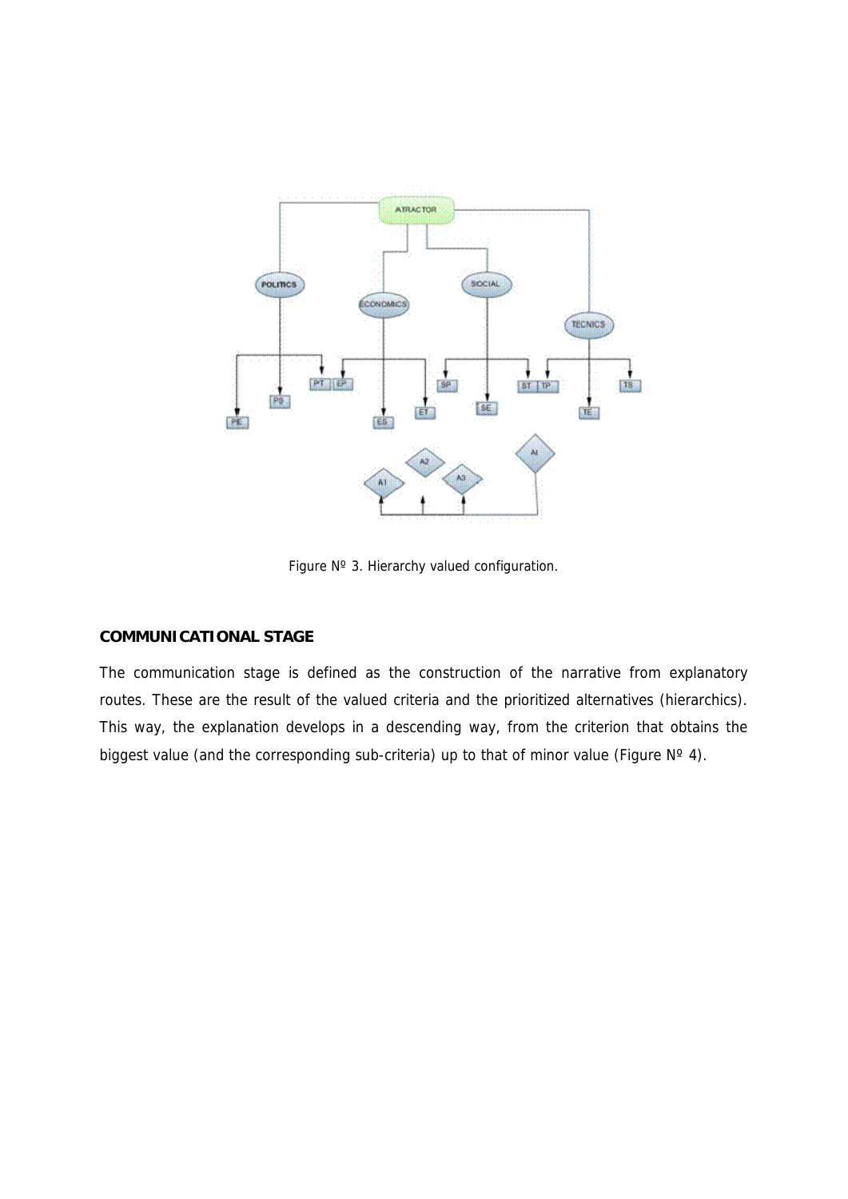Figure Nº 3. Hierarchy valued configuration.

### COMMUNICATIONAL STAGE

The communication stage is defined as the construction of the narrative from explanatory routes. These are the result of the valued criteria and the prioritized alternatives (hierarchics). This way, the explanation develops in a descending way, from the criterion that obtains the biggest value (and the corresponding sub-criteria) up to that of minor value (Figure Nº 4).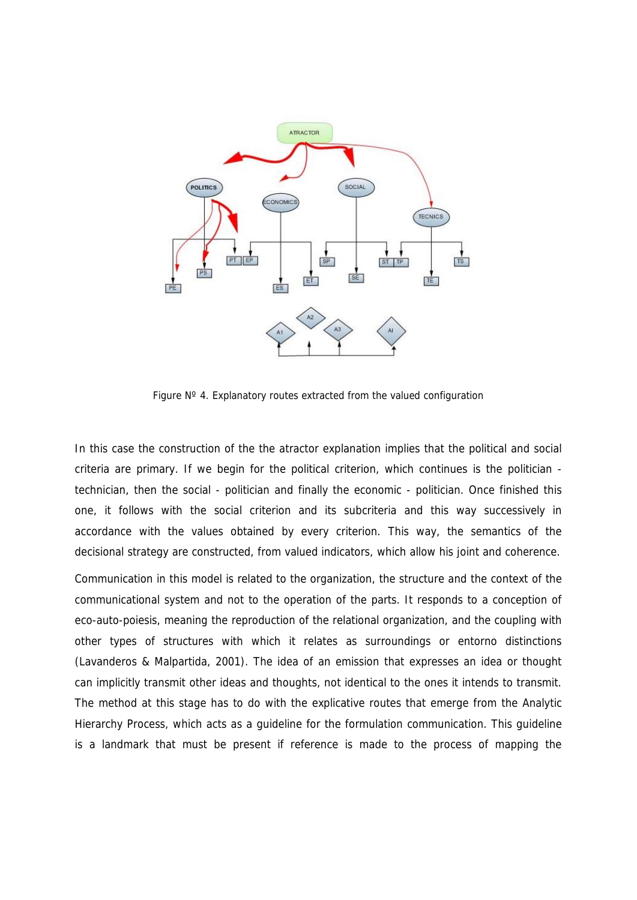Figure Nº 4. Explanatory routes extracted from the valued configuration

In this case the construction of the the atractor explanation implies that the political and social criteria are primary. If we begin for the political criterion, which continues is the politician - technician, then the social - politician and finally the economic - politician. Once finished this one, it follows with the social criterion and its subcriteria and this way successively in accordance with the values obtained by every criterion. This way, the semantics of the decisional strategy are constructed, from valued indicators, which allow his joint and coherence.

Communication in this model is related to the organization, the structure and the context of the communicational system and not to the operation of the parts. It responds to a conception of eco-auto-poiesis, meaning the reproduction of the relational organization, and the coupling with other types of structures with which it relates as surroundings or entorno distinctions (Lavanderos & Malpartida, 2001). The idea of an emission that expresses an idea or thought can implicitly transmit other ideas and thoughts, not identical to the ones it intends to transmit. The method at this stage has to do with the explicative routes that emerge from the Analytic Hierarchy Process, which acts as a guideline for the formulation communication. This guideline is a landmark that must be present if reference is made to the process of mapping the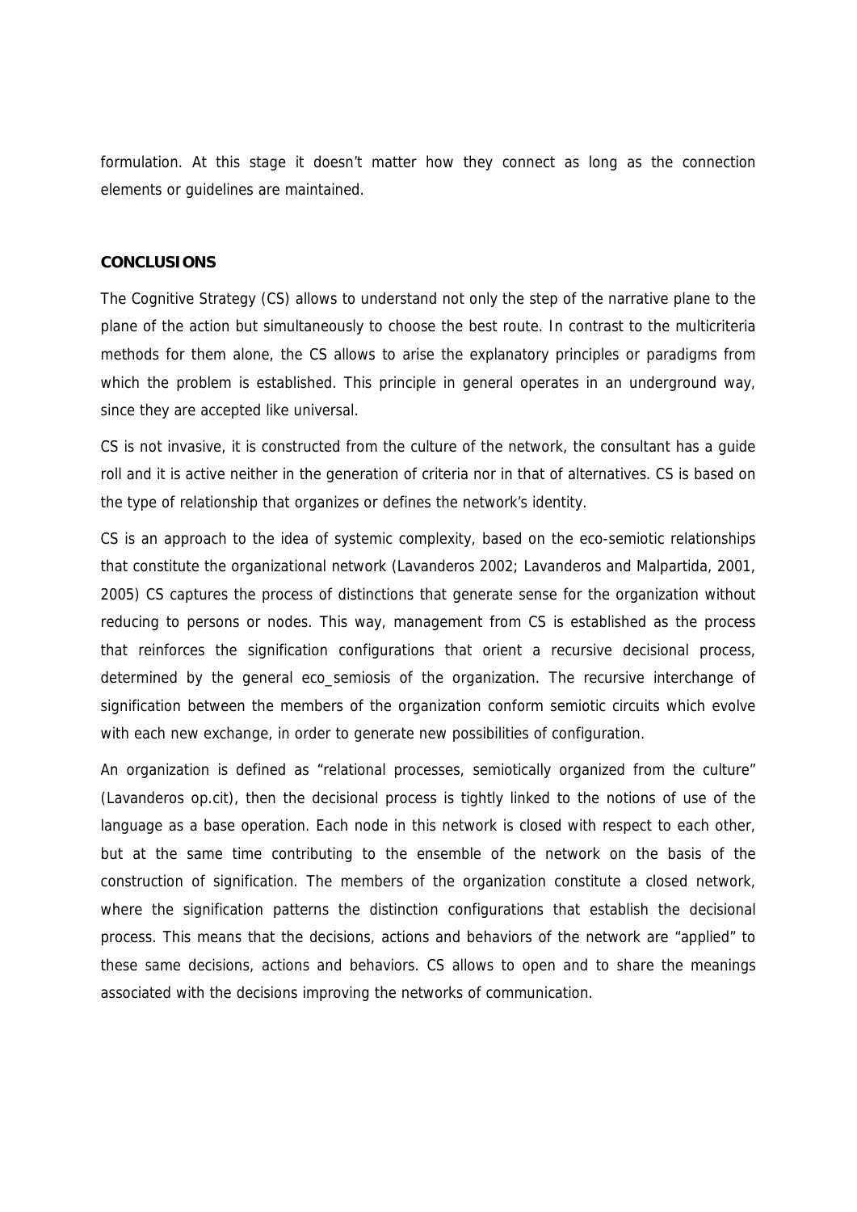formulation. At this stage it doesn't matter how they connect as long as the connection elements or guidelines are maintained.

## CONCLUSIONS

The Cognitive Strategy (CS) allows to understand not only the step of the narrative plane to the plane of the action but simultaneously to choose the best route. In contrast to the multicriteria methods for them alone, the CS allows to arise the explanatory principles or paradigms from which the problem is established. This principle in general operates in an underground way, since they are accepted like universal.

CS is not invasive, it is constructed from the culture of the network, the consultant has a guide roll and it is active neither in the generation of criteria nor in that of alternatives. CS is based on the type of relationship that organizes or defines the network's identity.

CS is an approach to the idea of systemic complexity, based on the eco-semiotic relationships that constitute the organizational network (Lavanderos 2002; Lavanderos and Malpartida, 2001, 2005) CS captures the process of distinctions that generate sense for the organization without reducing to persons or nodes. This way, management from CS is established as the process that reinforces the signification configurations that orient a recursive decisional process, determined by the general eco_semiosis of the organization. The recursive interchange of signification between the members of the organization conform semiotic circuits which evolve with each new exchange, in order to generate new possibilities of configuration.

An organization is defined as "relational processes, semiotically organized from the culture" (Lavanderos op.cit), then the decisional process is tightly linked to the notions of use of the language as a base operation. Each node in this network is closed with respect to each other, but at the same time contributing to the ensemble of the network on the basis of the construction of signification. The members of the organization constitute a closed network, where the signification patterns the distinction configurations that establish the decisional process. This means that the decisions, actions and behaviors of the network are "applied" to these same decisions, actions and behaviors. CS allows to open and to share the meanings associated with the decisions improving the networks of communication.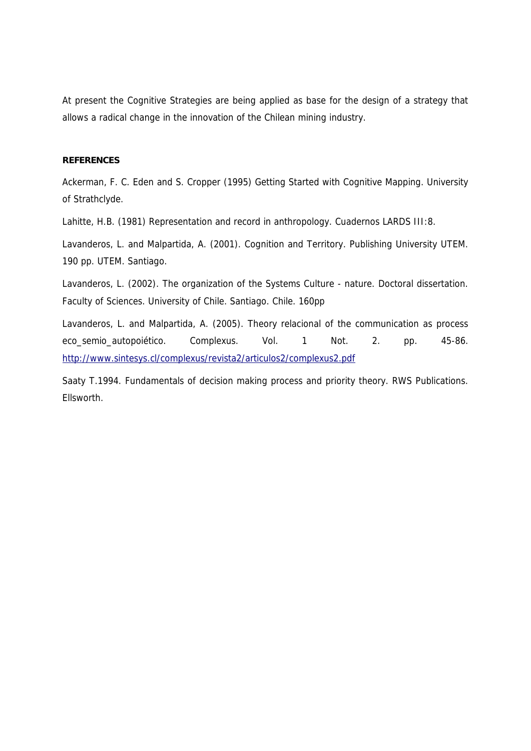At present the Cognitive Strategies are being applied as base for the design of a strategy that allows a radical change in the innovation of the Chilean mining industry.

**REFERENCES**

Ackerman, F. C. Eden and S. Cropper (1995) Getting Started with Cognitive Mapping. University of Strathclyde.

Lahitte, H.B. (1981) Representation and record in anthropology. Cuadernos LARDS III:8.

Lavanderos, L. and Malpartida, A. (2001). Cognition and Territory. Publishing University UTEM. 190 pp. UTEM. Santiago.

Lavanderos, L. (2002). The organization of the Systems Culture - nature. Doctoral dissertation. Faculty of Sciences. University of Chile. Santiago. Chile. 160pp

Lavanderos, L. and Malpartida, A. (2005). Theory relacional of the communication as process eco_semio_autopoiético. Complexus. Vol. 1 Not. 2. pp. 45-86. http://www.sintesys.cl/complexus/revista2/articulos2/complexus2.pdf

Saaty T.1994. Fundamentals of decision making process and priority theory. RWS Publications. Ellsworth.